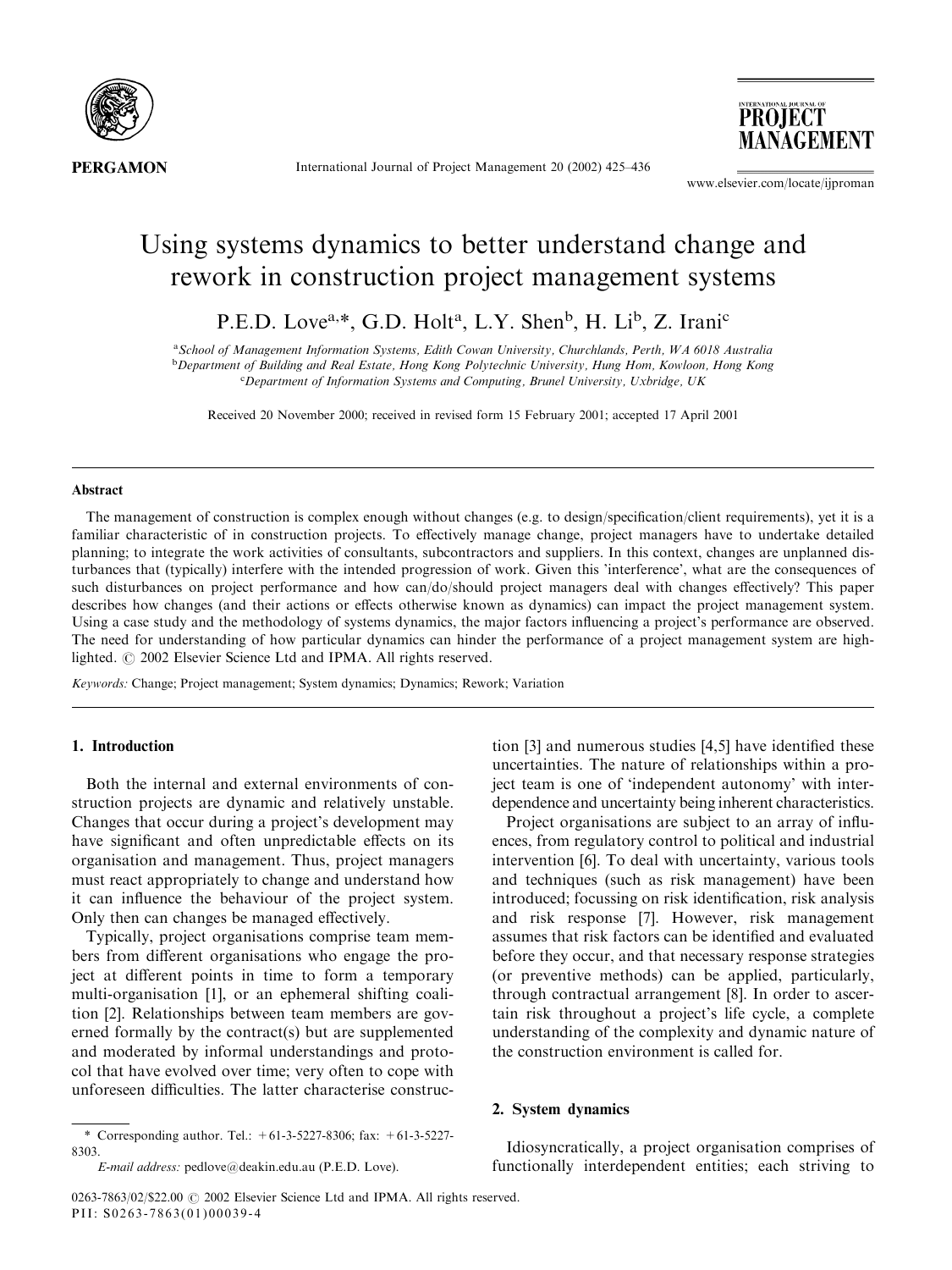# Using systems dynamics to better understand change and rework in construction project management systems

P.E.D. Love[a,*], G.D. Holt[a], L.Y. Shen[b], H. Li[b], Z. Irani[c]

[a]School of Management Information Systems, Edith Cowan University, Churchlands, Perth, WA 6018 Australia
[b]Department of Building and Real Estate, Hong Kong Polytechnic University, Hung Hom, Kowloon, Hong Kong
[c]Department of Information Systems and Computing, Brunel University, Uxbridge, UK

Received 20 November 2000; received in revised form 15 February 2001; accepted 17 April 2001

## Abstract

The management of construction is complex enough without changes (e.g. to design/specification/client requirements), yet it is a familiar characteristic of in construction projects. To effectively manage change, project managers have to undertake detailed planning; to integrate the work activities of consultants, subcontractors and suppliers. In this context, changes are unplanned disturbances that (typically) interfere with the intended progression of work. Given this 'interference', what are the consequences of such disturbances on project performance and how can/do/should project managers deal with changes effectively? This paper describes how changes (and their actions or effects otherwise known as dynamics) can impact the project management system. Using a case study and the methodology of systems dynamics, the major factors influencing a project's performance are observed. The need for understanding of how particular dynamics can hinder the performance of a project management system are highlighted. © 2002 Elsevier Science Ltd and IPMA. All rights reserved.

*Keywords:* Change; Project management; System dynamics; Dynamics; Rework; Variation

## 1. Introduction

Both the internal and external environments of construction projects are dynamic and relatively unstable. Changes that occur during a project's development may have significant and often unpredictable effects on its organisation and management. Thus, project managers must react appropriately to change and understand how it can influence the behaviour of the project system. Only then can changes be managed effectively.

Typically, project organisations comprise team members from different organisations who engage the project at different points in time to form a temporary multi-organisation [1], or an ephemeral shifting coalition [2]. Relationships between team members are governed formally by the contract(s) but are supplemented and moderated by informal understandings and protocol that have evolved over time; very often to cope with unforeseen difficulties. The latter characterise construction [3] and numerous studies [4,5] have identified these uncertainties. The nature of relationships within a project team is one of 'independent autonomy' with interdependence and uncertainty being inherent characteristics.

Project organisations are subject to an array of influences, from regulatory control to political and industrial intervention [6]. To deal with uncertainty, various tools and techniques (such as risk management) have been introduced; focussing on risk identification, risk analysis and risk response [7]. However, risk management assumes that risk factors can be identified and evaluated before they occur, and that necessary response strategies (or preventive methods) can be applied, particularly, through contractual arrangement [8]. In order to ascertain risk throughout a project's life cycle, a complete understanding of the complexity and dynamic nature of the construction environment is called for.

## 2. System dynamics

Idiosyncratically, a project organisation comprises of functionally interdependent entities; each striving to

---

* Corresponding author. Tel.: +61-3-5227-8306; fax: +61-3-5227-8303.
*E-mail address:* pedlove@deakin.edu.au (P.E.D. Love).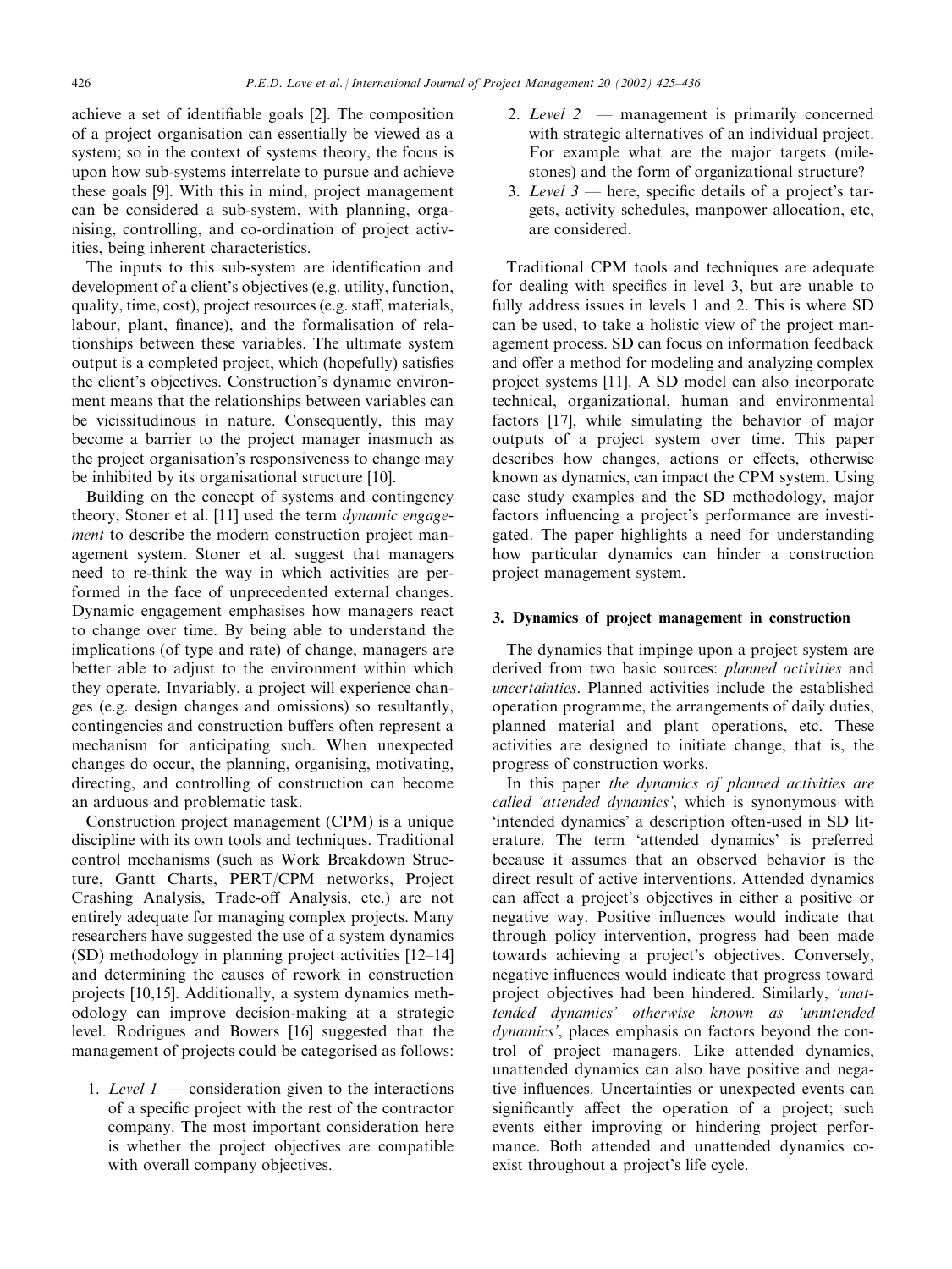achieve a set of identifiable goals [2]. The composition of a project organisation can essentially be viewed as a system; so in the context of systems theory, the focus is upon how sub-systems interrelate to pursue and achieve these goals [9]. With this in mind, project management can be considered a sub-system, with planning, organising, controlling, and co-ordination of project activities, being inherent characteristics.

The inputs to this sub-system are identification and development of a client's objectives (e.g. utility, function, quality, time, cost), project resources (e.g. staff, materials, labour, plant, finance), and the formalisation of relationships between these variables. The ultimate system output is a completed project, which (hopefully) satisfies the client's objectives. Construction's dynamic environment means that the relationships between variables can be vicissitudinous in nature. Consequently, this may become a barrier to the project manager inasmuch as the project organisation's responsiveness to change may be inhibited by its organisational structure [10].

Building on the concept of systems and contingency theory, Stoner et al. [11] used the term *dynamic engagement* to describe the modern construction project management system. Stoner et al. suggest that managers need to re-think the way in which activities are performed in the face of unprecedented external changes. Dynamic engagement emphasises how managers react to change over time. By being able to understand the implications (of type and rate) of change, managers are better able to adjust to the environment within which they operate. Invariably, a project will experience changes (e.g. design changes and omissions) so resultantly, contingencies and construction buffers often represent a mechanism for anticipating such. When unexpected changes do occur, the planning, organising, motivating, directing, and controlling of construction can become an arduous and problematic task.

Construction project management (CPM) is a unique discipline with its own tools and techniques. Traditional control mechanisms (such as Work Breakdown Structure, Gantt Charts, PERT/CPM networks, Project Crashing Analysis, Trade-off Analysis, etc.) are not entirely adequate for managing complex projects. Many researchers have suggested the use of a system dynamics (SD) methodology in planning project activities [12–14] and determining the causes of rework in construction projects [10,15]. Additionally, a system dynamics methodology can improve decision-making at a strategic level. Rodrigues and Bowers [16] suggested that the management of projects could be categorised as follows:

1. *Level 1* — consideration given to the interactions of a specific project with the rest of the contractor company. The most important consideration here is whether the project objectives are compatible with overall company objectives.
2. *Level 2* — management is primarily concerned with strategic alternatives of an individual project. For example what are the major targets (milestones) and the form of organizational structure?
3. *Level 3* — here, specific details of a project's targets, activity schedules, manpower allocation, etc, are considered.

Traditional CPM tools and techniques are adequate for dealing with specifics in level 3, but are unable to fully address issues in levels 1 and 2. This is where SD can be used, to take a holistic view of the project management process. SD can focus on information feedback and offer a method for modeling and analyzing complex project systems [11]. A SD model can also incorporate technical, organizational, human and environmental factors [17], while simulating the behavior of major outputs of a project system over time. This paper describes how changes, actions or effects, otherwise known as dynamics, can impact the CPM system. Using case study examples and the SD methodology, major factors influencing a project's performance are investigated. The paper highlights a need for understanding how particular dynamics can hinder a construction project management system.

## 3. Dynamics of project management in construction

The dynamics that impinge upon a project system are derived from two basic sources: *planned activities* and *uncertainties*. Planned activities include the established operation programme, the arrangements of daily duties, planned material and plant operations, etc. These activities are designed to initiate change, that is, the progress of construction works.

In this paper *the dynamics of planned activities are called 'attended dynamics'*, which is synonymous with 'intended dynamics' a description often-used in SD literature. The term 'attended dynamics' is preferred because it assumes that an observed behavior is the direct result of active interventions. Attended dynamics can affect a project's objectives in either a positive or negative way. Positive influences would indicate that through policy intervention, progress had been made towards achieving a project's objectives. Conversely, negative influences would indicate that progress toward project objectives had been hindered. Similarly, *'unattended dynamics' otherwise known as 'unintended dynamics'*, places emphasis on factors beyond the control of project managers. Like attended dynamics, unattended dynamics can also have positive and negative influences. Uncertainties or unexpected events can significantly affect the operation of a project; such events either improving or hindering project performance. Both attended and unattended dynamics coexist throughout a project's life cycle.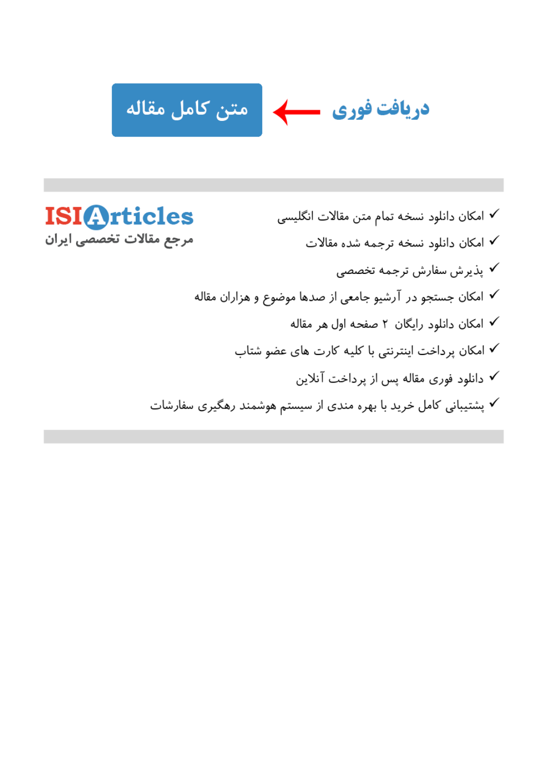دریافت فوری ← **متن کامل مقاله**

**ISIArticles**
مرجع مقالات تخصصی ایران

- ✓ امکان دانلود نسخه تمام متن مقالات انگلیسی
- ✓ امکان دانلود نسخه ترجمه شده مقالات
- ✓ پذیرش سفارش ترجمه تخصصی
- ✓ امکان جستجو در آرشیو جامعی از صدها موضوع و هزاران مقاله
- ✓ امکان دانلود رایگان ۲ صفحه اول هر مقاله
- ✓ امکان پرداخت اینترنتی با کلیه کارت های عضو شتاب
- ✓ دانلود فوری مقاله پس از پرداخت آنلاین
- ✓ پشتیبانی کامل خرید با بهره مندی از سیستم هوشمند رهگیری سفارشات